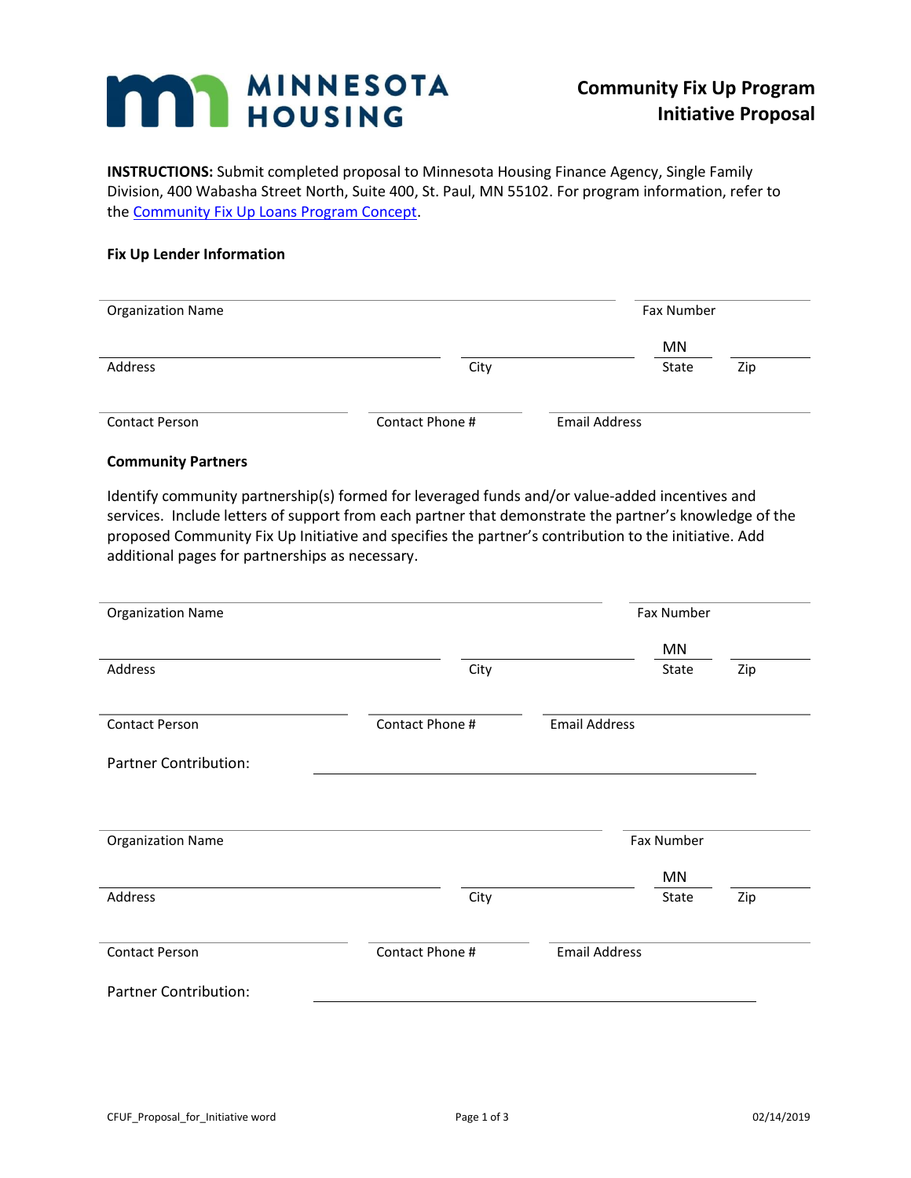MINNESOTA HOUSING

# Community Fix Up Program Initiative Proposal

**INSTRUCTIONS:** Submit completed proposal to Minnesota Housing Finance Agency, Single Family Division, 400 Wabasha Street North, Suite 400, St. Paul, MN 55102. For program information, refer to the Community Fix Up Loans Program Concept.

### Fix Up Lender Information

Organization Name ______________________ Fax Number ______________________

Address ______________________ City ______________________ State MN Zip ______________________

Contact Person ______________________ Contact Phone # ______________________ Email Address ______________________

### Community Partners

Identify community partnership(s) formed for leveraged funds and/or value-added incentives and services. Include letters of support from each partner that demonstrate the partner's knowledge of the proposed Community Fix Up Initiative and specifies the partner's contribution to the initiative. Add additional pages for partnerships as necessary.

Organization Name ______________________ Fax Number ______________________

Address ______________________ City ______________________ State MN Zip ______________________

Contact Person ______________________ Contact Phone # ______________________ Email Address ______________________

Partner Contribution: ______________________

Organization Name ______________________ Fax Number ______________________

Address ______________________ City ______________________ State MN Zip ______________________

Contact Person ______________________ Contact Phone # ______________________ Email Address ______________________

Partner Contribution: ______________________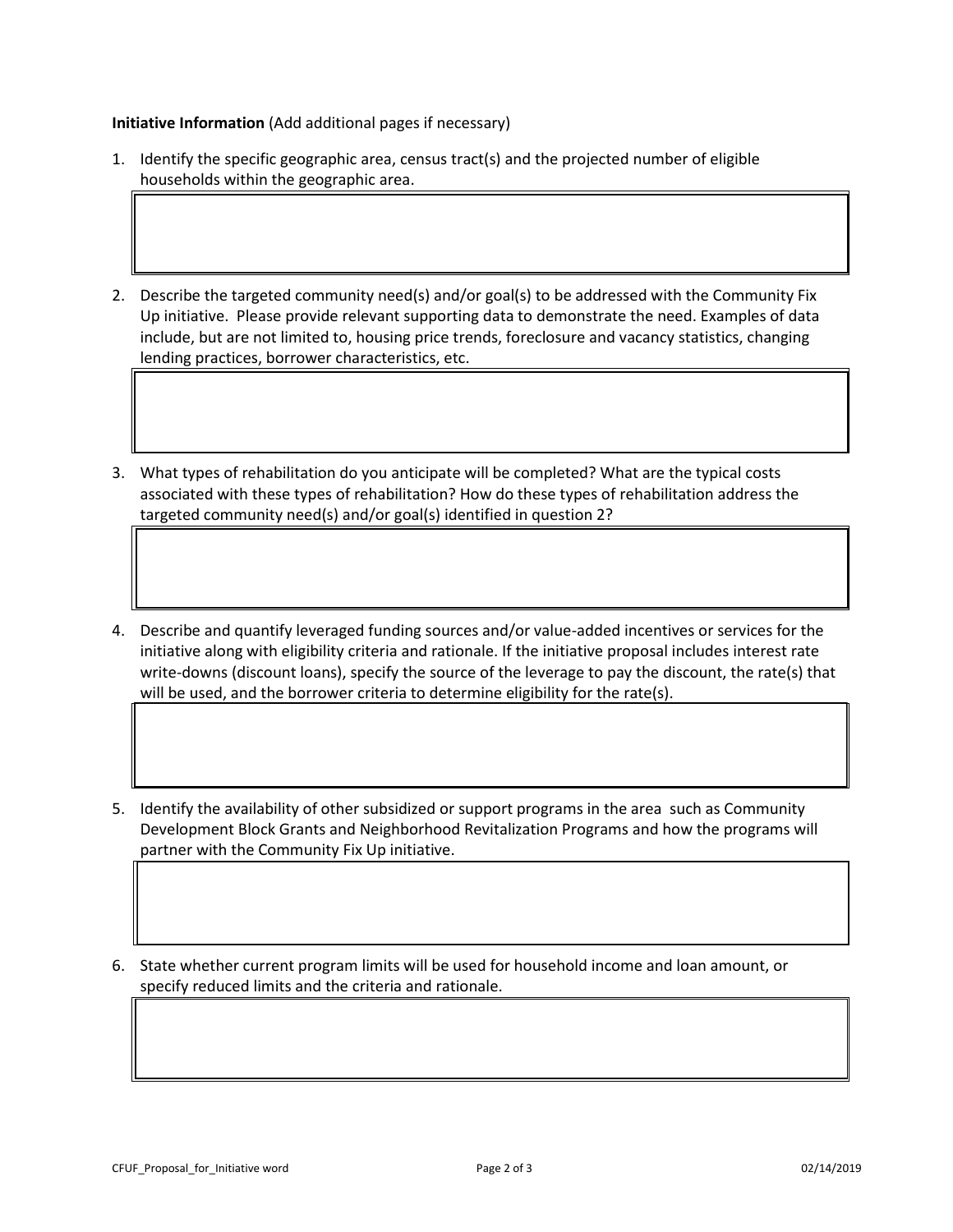**Initiative Information** (Add additional pages if necessary)

1. Identify the specific geographic area, census tract(s) and the projected number of eligible households within the geographic area.

2. Describe the targeted community need(s) and/or goal(s) to be addressed with the Community Fix Up initiative. Please provide relevant supporting data to demonstrate the need. Examples of data include, but are not limited to, housing price trends, foreclosure and vacancy statistics, changing lending practices, borrower characteristics, etc.

3. What types of rehabilitation do you anticipate will be completed? What are the typical costs associated with these types of rehabilitation? How do these types of rehabilitation address the targeted community need(s) and/or goal(s) identified in question 2?

4. Describe and quantify leveraged funding sources and/or value-added incentives or services for the initiative along with eligibility criteria and rationale. If the initiative proposal includes interest rate write-downs (discount loans), specify the source of the leverage to pay the discount, the rate(s) that will be used, and the borrower criteria to determine eligibility for the rate(s).

5. Identify the availability of other subsidized or support programs in the area such as Community Development Block Grants and Neighborhood Revitalization Programs and how the programs will partner with the Community Fix Up initiative.

6. State whether current program limits will be used for household income and loan amount, or specify reduced limits and the criteria and rationale.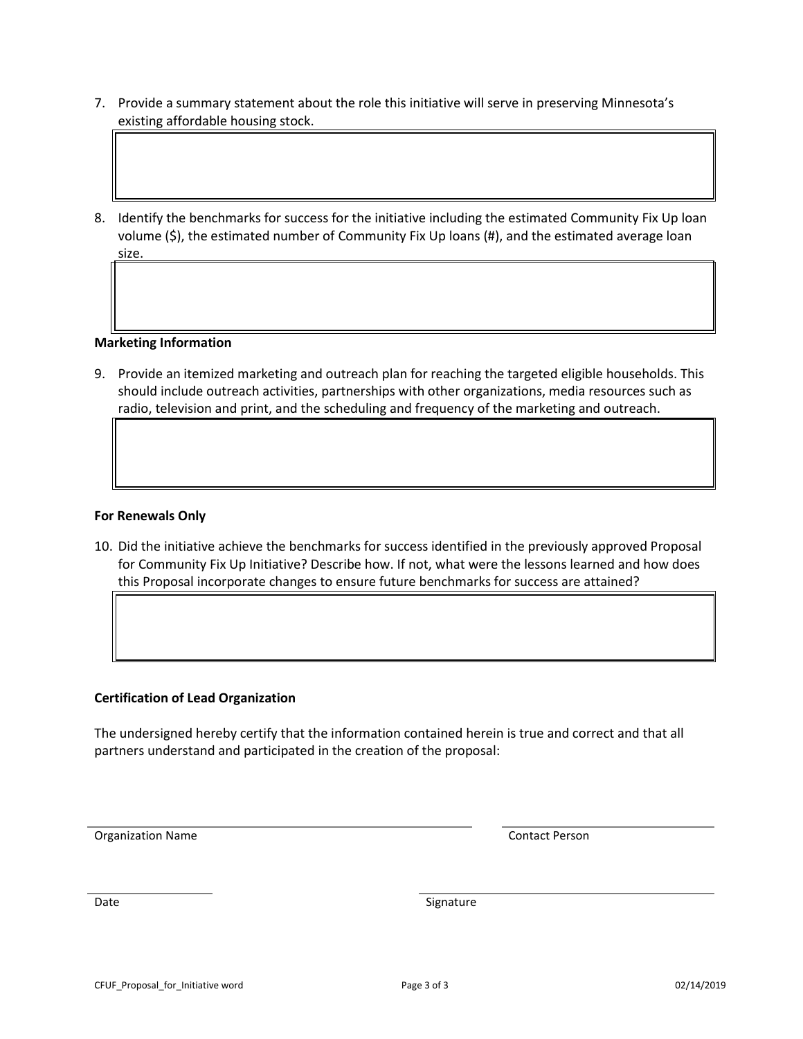7. Provide a summary statement about the role this initiative will serve in preserving Minnesota's existing affordable housing stock.

8. Identify the benchmarks for success for the initiative including the estimated Community Fix Up loan volume ($), the estimated number of Community Fix Up loans (#), and the estimated average loan size.

**Marketing Information**

9. Provide an itemized marketing and outreach plan for reaching the targeted eligible households. This should include outreach activities, partnerships with other organizations, media resources such as radio, television and print, and the scheduling and frequency of the marketing and outreach.

**For Renewals Only**

10. Did the initiative achieve the benchmarks for success identified in the previously approved Proposal for Community Fix Up Initiative? Describe how. If not, what were the lessons learned and how does this Proposal incorporate changes to ensure future benchmarks for success are attained?

**Certification of Lead Organization**

The undersigned hereby certify that the information contained herein is true and correct and that all partners understand and participated in the creation of the proposal:

Organization Name

Contact Person

Date

Signature